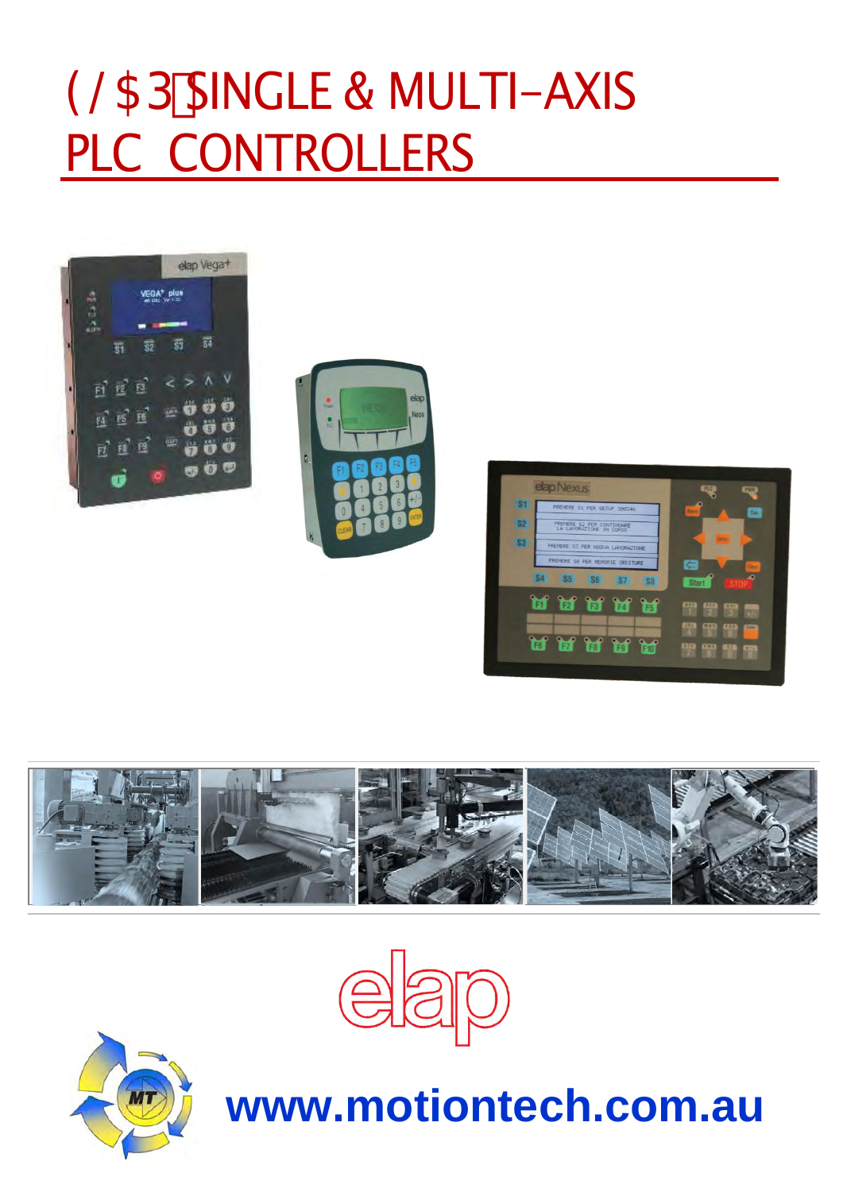# ELAP SINGLE & MULTI-AXIS PLC CONTROLLERS

elap

**www.motiontech.com.au**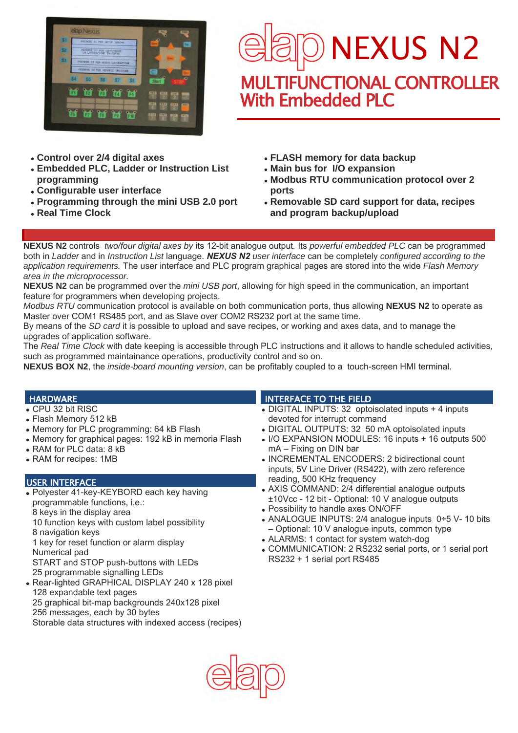# elap NEXUS N2

## MULTIFUNCTIONAL CONTROLLER With Embedded PLC

- **Control over 2/4 digital axes**
- **Embedded PLC, Ladder or Instruction List programming**
- **Configurable user interface**
- **Programming through the mini USB 2.0 port**
- **Real Time Clock**
- **FLASH memory for data backup**
- **Main bus for I/O expansion**
- **Modbus RTU communication protocol over 2 ports**
- **Removable SD card support for data, recipes and program backup/upload**

**NEXUS N2** controls *two/four digital axes by* its 12-bit analogue output. Its *powerful embedded PLC* can be programmed both in *Ladder* and in *Instruction List* language. ***NEXUS N2*** *user interface* can be completely *configured according to the application requirements.* The user interface and PLC program graphical pages are stored into the wide *Flash Memory area in the microprocessor*.
**NEXUS N2** can be programmed over the *mini USB port*, allowing for high speed in the communication, an important feature for programmers when developing projects.
*Modbus RTU* communication protocol is available on both communication ports, thus allowing **NEXUS N2** to operate as Master over COM1 RS485 port, and as Slave over COM2 RS232 port at the same time.
By means of the *SD card* it is possible to upload and save recipes, or working and axes data, and to manage the upgrades of application software.
The *Real Time Clock* with date keeping is accessible through PLC instructions and it allows to handle scheduled activities, such as programmed maintainance operations, productivity control and so on.
**NEXUS BOX N2**, the *inside-board mounting version*, can be profitably coupled to a touch-screen HMI terminal.

### HARDWARE

- CPU 32 bit RISC
- Flash Memory 512 kB
- Memory for PLC programming: 64 kB Flash
- Memory for graphical pages: 192 kB in memoria Flash
- RAM for PLC data: 8 kB
- RAM for recipes: 1MB

### USER INTERFACE

- Polyester 41-key-KEYBORD each key having programmable functions, i.e.:
  8 keys in the display area
  10 function keys with custom label possibility
  8 navigation keys
  1 key for reset function or alarm display
  Numerical pad
  START and STOP push-buttons with LEDs
  25 programmable signalling LEDs
- Rear-lighted GRAPHICAL DISPLAY 240 x 128 pixel
  128 expandable text pages
  25 graphical bit-map backgrounds 240x128 pixel
  256 messages, each by 30 bytes
  Storable data structures with indexed access (recipes)

### INTERFACE TO THE FIELD

- DIGITAL INPUTS: 32 optoisolated inputs + 4 inputs devoted for interrupt command
- DIGITAL OUTPUTS: 32 50 mA optoisolated inputs
- I/O EXPANSION MODULES: 16 inputs + 16 outputs 500 mA – Fixing on DIN bar
- INCREMENTAL ENCODERS: 2 bidirectional count inputs, 5V Line Driver (RS422), with zero reference reading, 500 KHz frequency
- AXIS COMMAND: 2/4 differential analogue outputs ±10Vcc - 12 bit - Optional: 10 V analogue outputs
- Possibility to handle axes ON/OFF
- ANALOGUE INPUTS: 2/4 analogue inputs 0÷5 V- 10 bits – Optional: 10 V analogue inputs, common type
- ALARMS: 1 contact for system watch-dog
- COMMUNICATION: 2 RS232 serial ports, or 1 serial port RS232 + 1 serial port RS485

elap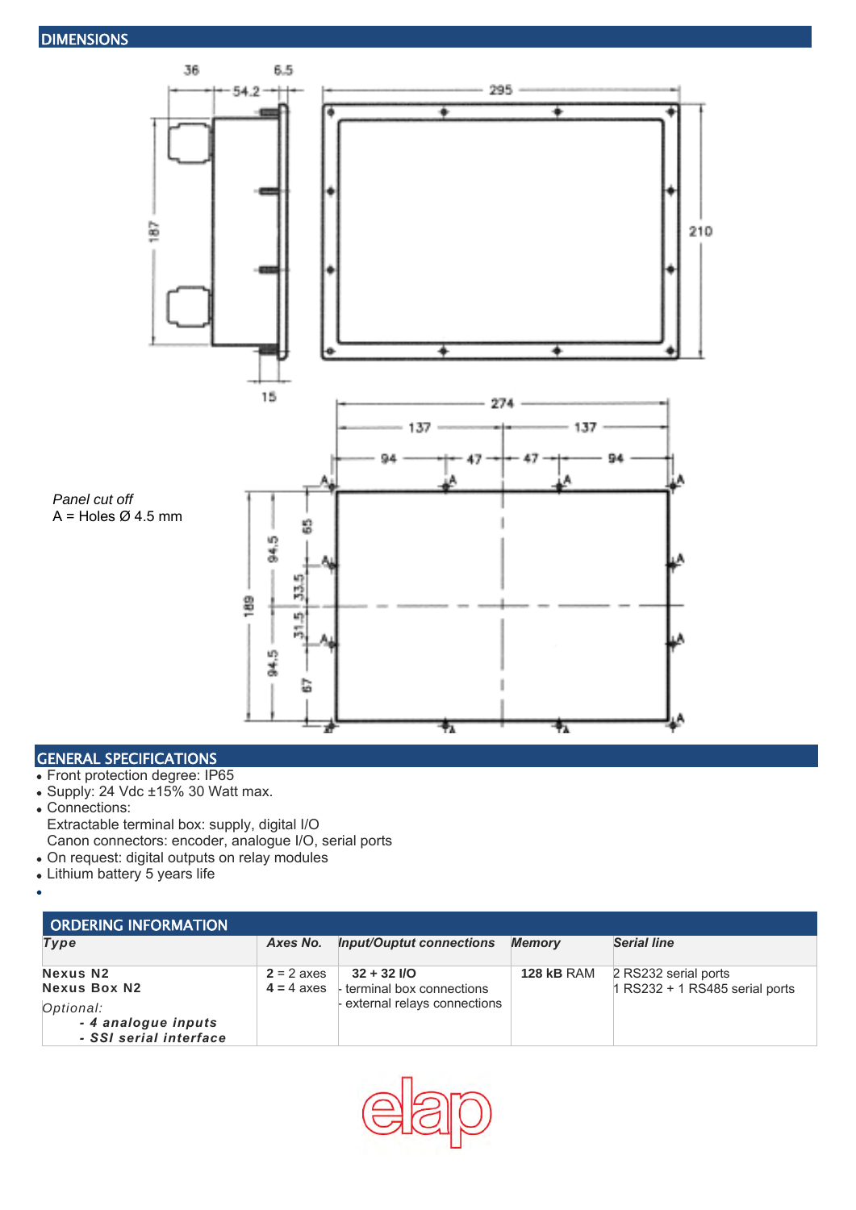## DIMENSIONS

36 &nbsp; 6.5 &nbsp; 54.2 &nbsp; 295 &nbsp; 187 &nbsp; 210 &nbsp; 15

274 &nbsp; 137 &nbsp; 137 &nbsp; 94 &nbsp; 47 &nbsp; 47 &nbsp; 94

*Panel cut off*
A = Holes Ø 4.5 mm

189 &nbsp; 94.5 &nbsp; 94.5 &nbsp; 65 &nbsp; 33.5 &nbsp; 31.5 &nbsp; 67

## GENERAL SPECIFICATIONS

- Front protection degree: IP65
- Supply: 24 Vdc ±15% 30 Watt max.
- Connections:
  Extractable terminal box: supply, digital I/O
  Canon connectors: encoder, analogue I/O, serial ports
- On request: digital outputs on relay modules
- Lithium battery 5 years life

## ORDERING INFORMATION

| *Type* | *Axes No.* | *Input/Ouptut connections* | *Memory* | *Serial line* |
|---|---|---|---|---|
| **Nexus N2**<br>**Nexus Box N2**<br>*Optional:*<br>***- 4 analogue inputs***<br>***- SSI serial interface*** | **2** = 2 axes<br>**4** = 4 axes | **32 + 32 I/O**<br>- terminal box connections<br>- external relays connections | **128 kB** RAM | 2 RS232 serial ports<br>1 RS232 + 1 RS485 serial ports |

elap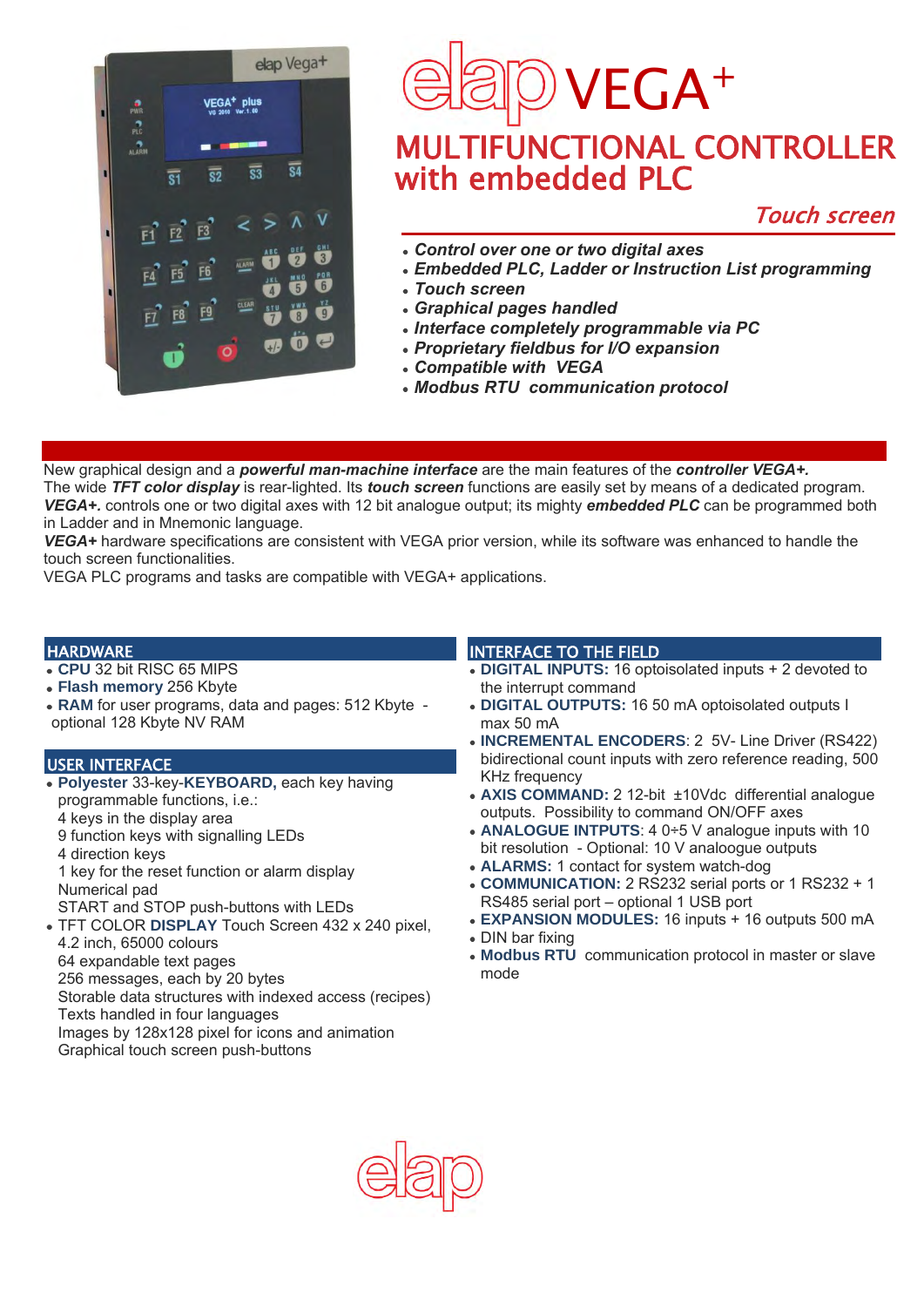# elap VEGA+

## MULTIFUNCTIONAL CONTROLLER with embedded PLC

*Touch screen*

- ***Control over one or two digital axes***
- ***Embedded PLC, Ladder or Instruction List programming***
- ***Touch screen***
- ***Graphical pages handled***
- ***Interface completely programmable via PC***
- ***Proprietary fieldbus for I/O expansion***
- ***Compatible with VEGA***
- ***Modbus RTU communication protocol***

New graphical design and a ***powerful man-machine interface*** are the main features of the ***controller VEGA+.***
The wide ***TFT color display*** is rear-lighted. Its ***touch screen*** functions are easily set by means of a dedicated program.
***VEGA+.*** controls one or two digital axes with 12 bit analogue output; its mighty ***embedded PLC*** can be programmed both in Ladder and in Mnemonic language.
***VEGA+*** hardware specifications are consistent with VEGA prior version, while its software was enhanced to handle the touch screen functionalities.
VEGA PLC programs and tasks are compatible with VEGA+ applications.

### HARDWARE

- **CPU** 32 bit RISC 65 MIPS
- **Flash memory** 256 Kbyte
- **RAM** for user programs, data and pages: 512 Kbyte - optional 128 Kbyte NV RAM

### USER INTERFACE

- **Polyester** 33-key-**KEYBOARD,** each key having programmable functions, i.e.:
  4 keys in the display area
  9 function keys with signalling LEDs
  4 direction keys
  1 key for the reset function or alarm display
  Numerical pad
  START and STOP push-buttons with LEDs
- TFT COLOR **DISPLAY** Touch Screen 432 x 240 pixel, 4.2 inch, 65000 colours
  64 expandable text pages
  256 messages, each by 20 bytes
  Storable data structures with indexed access (recipes)
  Texts handled in four languages
  Images by 128x128 pixel for icons and animation
  Graphical touch screen push-buttons

### INTERFACE TO THE FIELD

- **DIGITAL INPUTS:** 16 optoisolated inputs + 2 devoted to the interrupt command
- **DIGITAL OUTPUTS:** 16 50 mA optoisolated outputs I max 50 mA
- **INCREMENTAL ENCODERS**: 2 5V- Line Driver (RS422) bidirectional count inputs with zero reference reading, 500 KHz frequency
- **AXIS COMMAND:** 2 12-bit ±10Vdc differential analogue outputs. Possibility to command ON/OFF axes
- **ANALOGUE INTPUTS**: 4 0÷5 V analogue inputs with 10 bit resolution - Optional: 10 V analoogue outputs
- **ALARMS:** 1 contact for system watch-dog
- **COMMUNICATION:** 2 RS232 serial ports or 1 RS232 + 1 RS485 serial port – optional 1 USB port
- **EXPANSION MODULES:** 16 inputs + 16 outputs 500 mA
- DIN bar fixing
- **Modbus RTU** communication protocol in master or slave mode

elap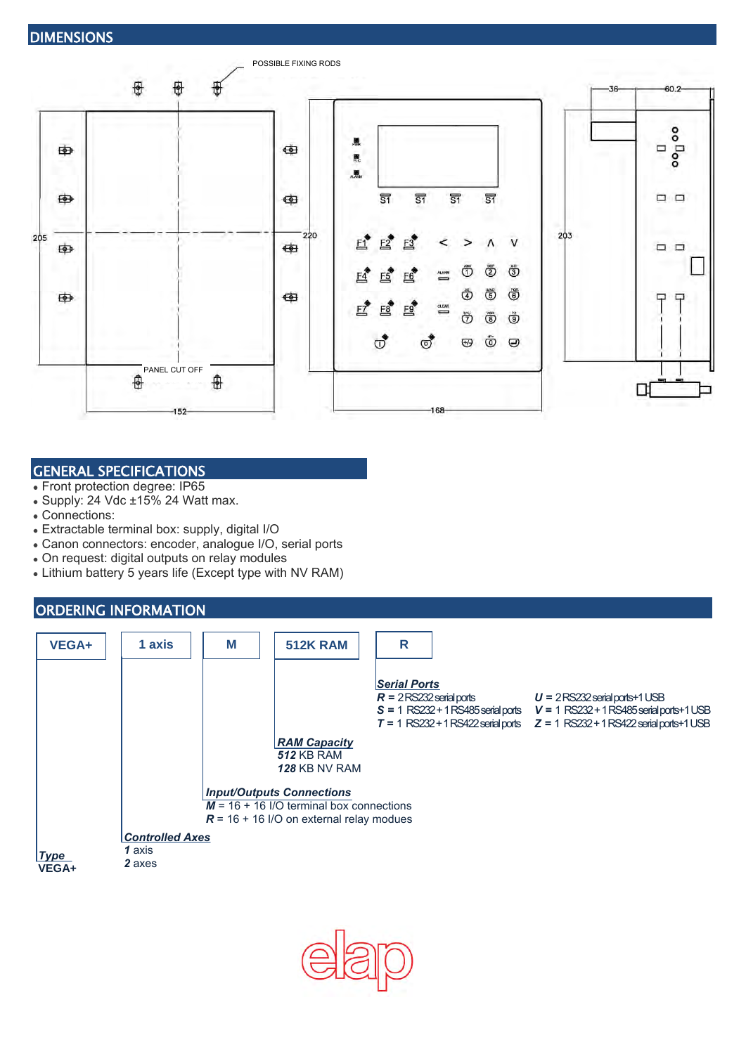## DIMENSIONS

POSSIBLE FIXING RODS

PANEL CUT OFF

## GENERAL SPECIFICATIONS

- Front protection degree: IP65
- Supply: 24 Vdc ±15% 24 Watt max.
- Connections:
- Extractable terminal box: supply, digital I/O
- Canon connectors: encoder, analogue I/O, serial ports
- On request: digital outputs on relay modules
- Lithium battery 5 years life (Except type with NV RAM)

## ORDERING INFORMATION

| VEGA+ | 1 axis | M | 512K RAM | R |
|---|---|---|---|---|

***Serial Ports***

***R*** = 2 RS232 serial ports
***S*** = 1 RS232 + 1 RS485 serial ports
***T*** = 1 RS232 + 1 RS422 serial ports
***U*** = 2 RS232 serial ports+1 USB
***V*** = 1 RS232 + 1 RS485 serial ports+1 USB
***Z*** = 1 RS232 + 1 RS422 serial ports+1 USB

***RAM Capacity***

***512*** KB RAM
***128*** KB NV RAM

***Input/Outputs Connections***

***M*** = 16 + 16 I/O terminal box connections
***R*** = 16 + 16 I/O on external relay modues

***Controlled Axes***

***1*** axis
***2*** axes

***Type***

**VEGA+**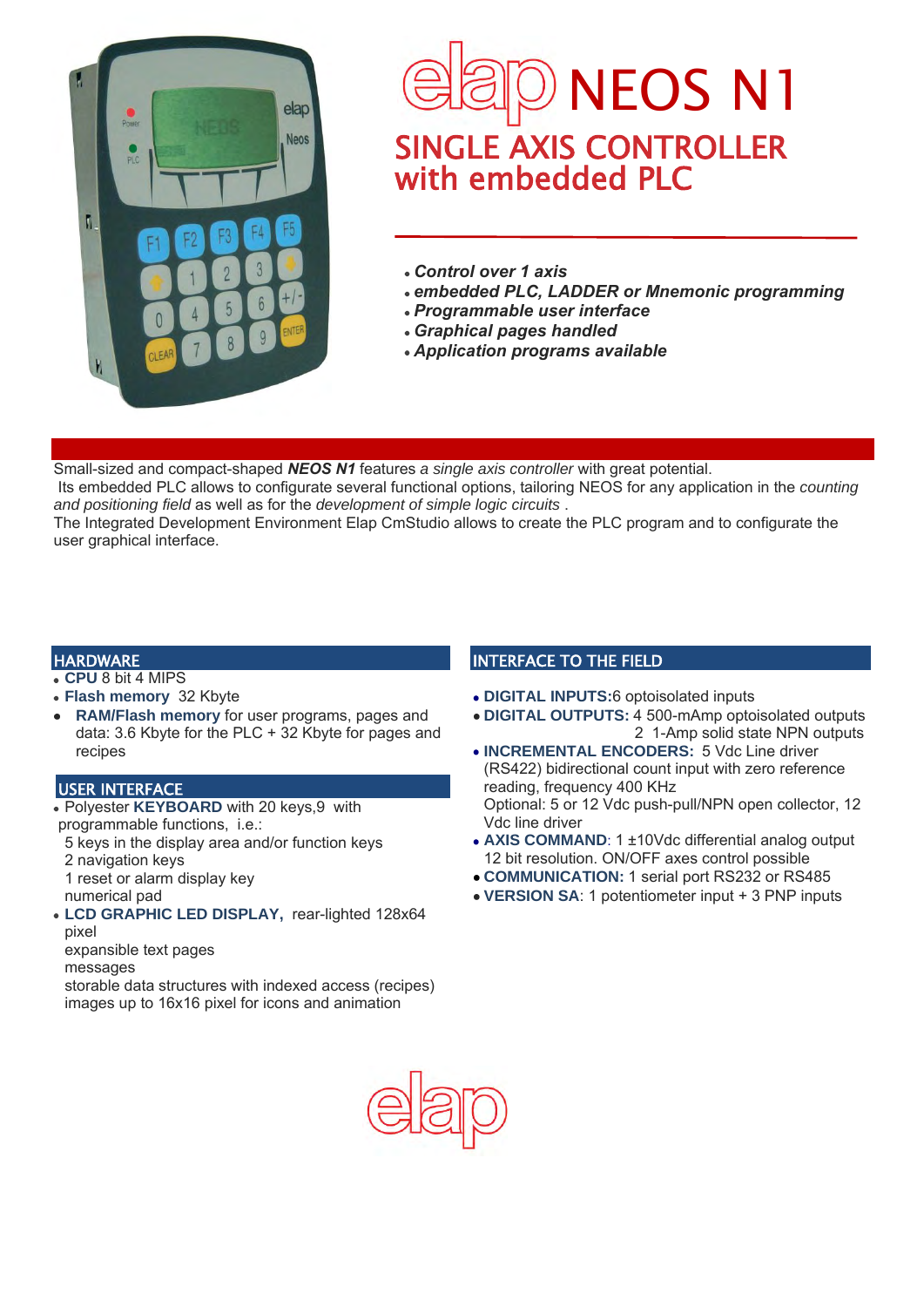# elap NEOS N1

## SINGLE AXIS CONTROLLER with embedded PLC

- ***Control over 1 axis***
- ***embedded PLC, LADDER or Mnemonic programming***
- ***Programmable user interface***
- ***Graphical pages handled***
- ***Application programs available***

Small-sized and compact-shaped ***NEOS N1*** features *a single axis controller* with great potential.
Its embedded PLC allows to configure several functional options, tailoring NEOS for any application in the *counting and positioning field* as well as for the *development of simple logic circuits* .
The Integrated Development Environment Elap CmStudio allows to create the PLC program and to configure the user graphical interface.

### HARDWARE

- **CPU** 8 bit 4 MIPS
- **Flash memory** 32 Kbyte
- **RAM/Flash memory** for user programs, pages and data: 3.6 Kbyte for the PLC + 32 Kbyte for pages and recipes

### USER INTERFACE

- Polyester **KEYBOARD** with 20 keys,9 with programmable functions, i.e.:
  5 keys in the display area and/or function keys
  2 navigation keys
  1 reset or alarm display key
  numerical pad
- **LCD GRAPHIC LED DISPLAY,** rear-lighted 128x64 pixel
  expansible text pages
  messages
  storable data structures with indexed access (recipes)
  images up to 16x16 pixel for icons and animation

### INTERFACE TO THE FIELD

- **DIGITAL INPUTS:**6 optoisolated inputs
- **DIGITAL OUTPUTS:** 4 500-mAmp optoisolated outputs
  2 1-Amp solid state NPN outputs
- **INCREMENTAL ENCODERS:** 5 Vdc Line driver (RS422) bidirectional count input with zero reference reading, frequency 400 KHz
  Optional: 5 or 12 Vdc push-pull/NPN open collector, 12 Vdc line driver
- **AXIS COMMAND**: 1 ±10Vdc differential analog output 12 bit resolution. ON/OFF axes control possible
- **COMMUNICATION:** 1 serial port RS232 or RS485
- **VERSION SA**: 1 potentiometer input + 3 PNP inputs

elap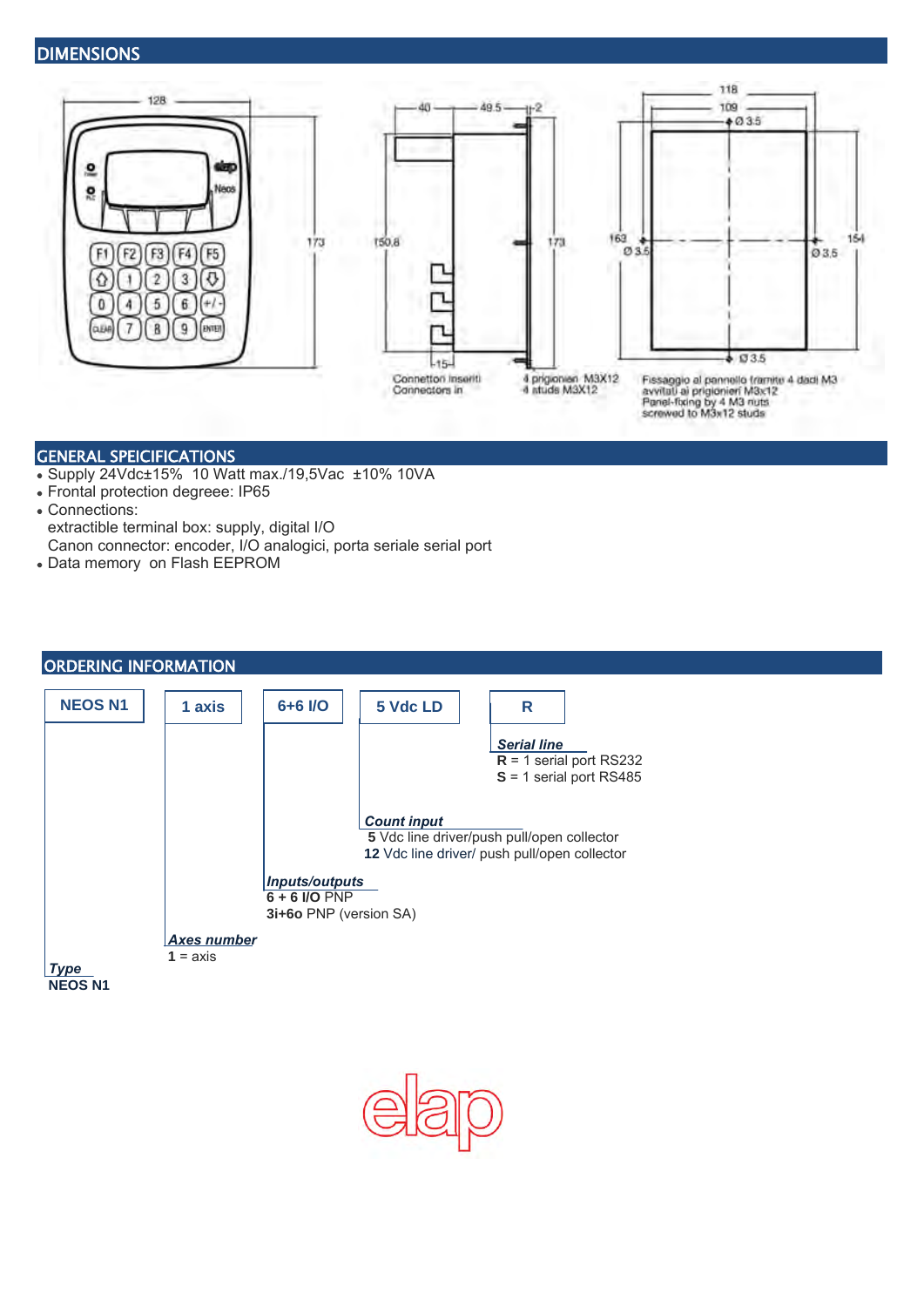## DIMENSIONS

128

173

40 — 49.5 — 2

150.8

173

15

Connettori inseriti
Connectors in

4 prigionieri M3X12
4 studs M3X12

118

109

Ø 3.5

163

Ø 3.5

154

Ø 3.5

Ø 3.5

Fissaggio al pannello tramite 4 dadi M3 avvitati ai prigionieri M3x12
Panel-fixing by 4 M3 nuts screwed to M3x12 studs

## GENERAL SPEICIFICATIONS

- Supply 24Vdc±15% 10 Watt max./19,5Vac ±10% 10VA
- Frontal protection degreee: IP65
- Connections:
  extractible terminal box: supply, digital I/O
  Canon connector: encoder, I/O analogici, porta seriale serial port
- Data memory on Flash EEPROM

## ORDERING INFORMATION

| NEOS N1 | 1 axis | 6+6 I/O | 5 Vdc LD | R |
|---|---|---|---|---|

***Serial line***
**R** = 1 serial port RS232
**S** = 1 serial port RS485

***Count input***
**5** Vdc line driver/push pull/open collector
**12** Vdc line driver/ push pull/open collector

***Inputs/outputs***
**6 + 6 I/O** PNP
**3i+6o** PNP (version SA)

***Axes number***
**1** = axis

***Type***
**NEOS N1**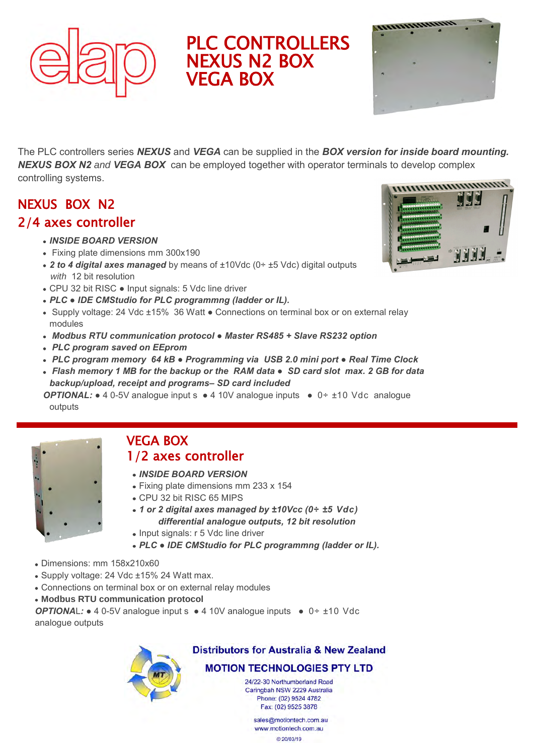# PLC CONTROLLERS NEXUS N2 BOX VEGA BOX

The PLC controllers series ***NEXUS*** and ***VEGA*** can be supplied in the ***BOX version for inside board mounting.*** ***NEXUS BOX N2*** *and* ***VEGA BOX*** can be employed together with operator terminals to develop complex controlling systems.

## NEXUS BOX N2
## 2/4 axes controller

- ***INSIDE BOARD VERSION***
- Fixing plate dimensions mm 300x190
- ***2 to 4 digital axes managed*** by means of ±10Vdc (0÷ ±5 Vdc) digital outputs *with* 12 bit resolution
- CPU 32 bit RISC ● Input signals: 5 Vdc line driver
- ***PLC ● IDE CMStudio for PLC programmng (ladder or IL).***
- Supply voltage: 24 Vdc ±15% 36 Watt ● Connections on terminal box or on external relay modules
- ***Modbus RTU communication protocol ● Master RS485 + Slave RS232 option***
- ***PLC program saved on EEprom***
- ***PLC program memory 64 kB ● Programming via USB 2.0 mini port ● Real Time Clock***
- ***Flash memory 1 MB for the backup or the RAM data ● SD card slot max. 2 GB for data backup/upload, receipt and programs– SD card included***

***OPTIONAL:*** ● 4 0-5V analogue input s ● 4 10V analogue inputs ● 0÷ ±10 Vdc analogue outputs

## VEGA BOX
## 1/2 axes controller

- ***INSIDE BOARD VERSION***
- Fixing plate dimensions mm 233 x 154
- CPU 32 bit RISC 65 MIPS
- ***1 or 2 digital axes managed by ±10Vcc (0÷ ±5 Vdc) differential analogue outputs, 12 bit resolution***
- Input signals: r 5 Vdc line driver
- ***PLC ● IDE CMStudio for PLC programmng (ladder or IL).***
- Dimensions: mm 158x210x60
- Supply voltage: 24 Vdc ±15% 24 Watt max.
- Connections on terminal box or on external relay modules
- **Modbus RTU communication protocol**

***OPTIONAL:*** ● 4 0-5V analogue input s ● 4 10V analogue inputs ● 0÷ ±10 Vdc analogue outputs

**Distributors for Australia & New Zealand**

**MOTION TECHNOLOGIES PTY LTD**

24/22-30 Northumberland Road
Caringbah NSW 2229 Australia
Phone: (02) 9524 4782
Fax: (02) 9525 3878

sales@motiontech.com.au
www.motiontech.com.au

© 20/03/19